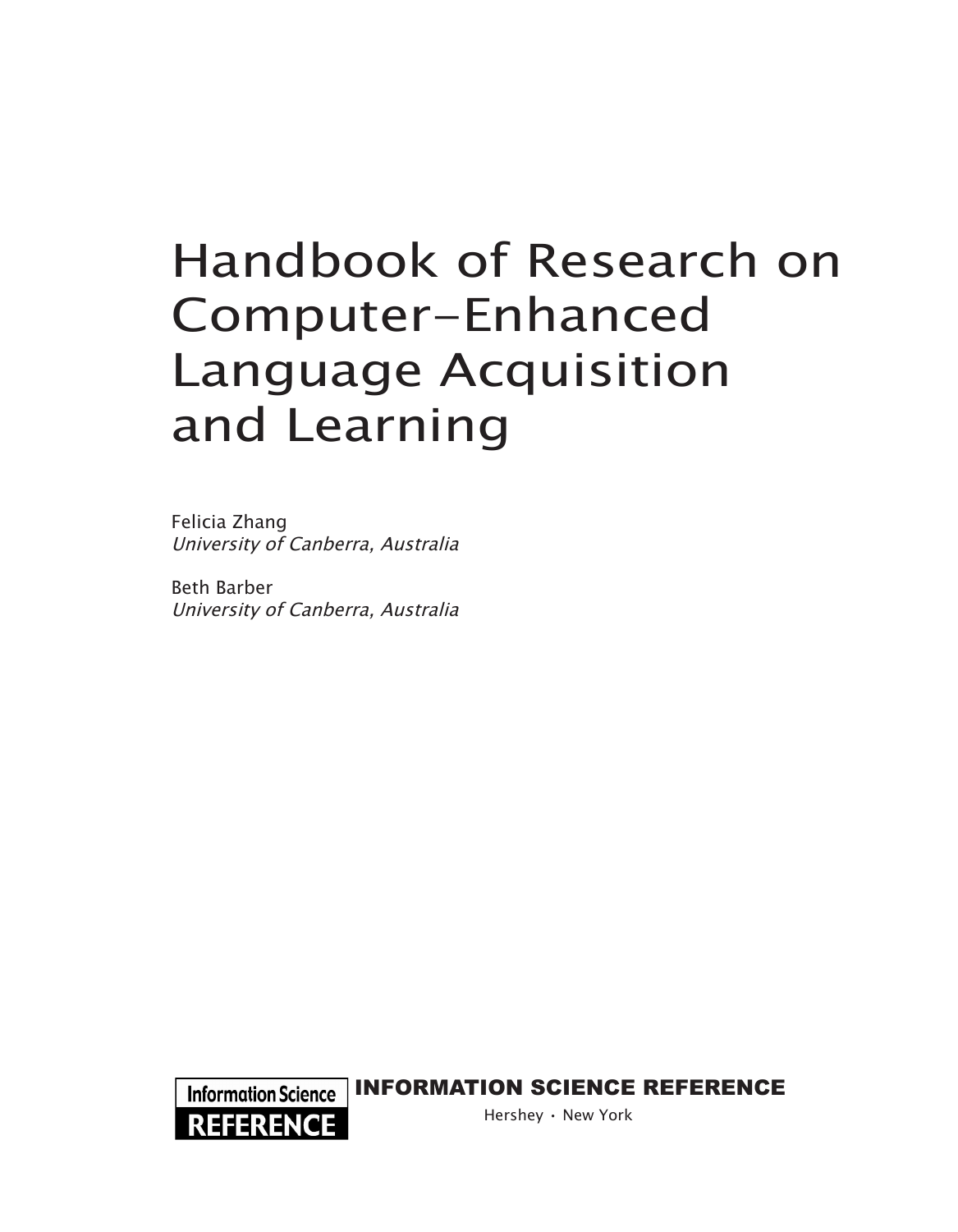# Handbook of Research on Computer-Enhanced Language Acquisition and Learning

Felicia Zhang
*University of Canberra, Australia*

Beth Barber
*University of Canberra, Australia*

Information Science REFERENCE

INFORMATION SCIENCE REFERENCE

Hershey · New York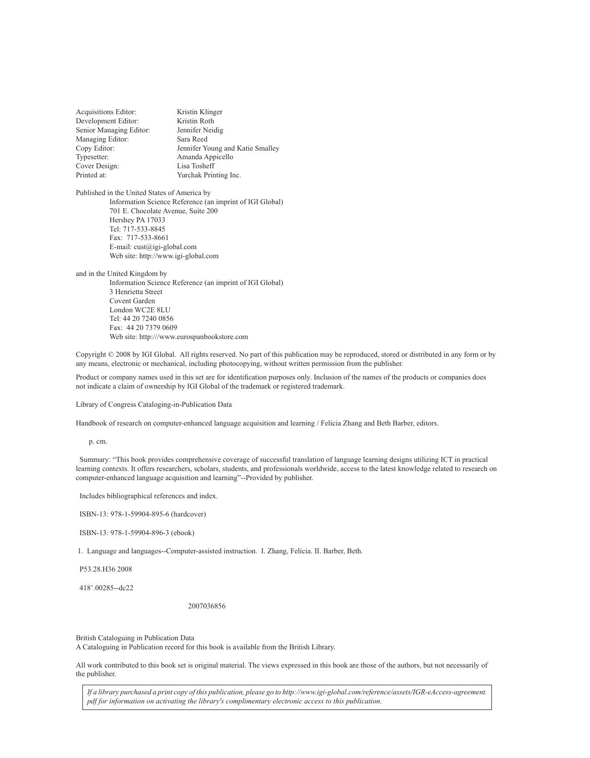| | |
|---|---|
| Acquisitions Editor: | Kristin Klinger |
| Development Editor: | Kristin Roth |
| Senior Managing Editor: | Jennifer Neidig |
| Managing Editor: | Sara Reed |
| Copy Editor: | Jennifer Young and Katie Smalley |
| Typesetter: | Amanda Appicello |
| Cover Design: | Lisa Tosheff |
| Printed at: | Yurchak Printing Inc. |

Published in the United States of America by

Information Science Reference (an imprint of IGI Global)
701 E. Chocolate Avenue, Suite 200
Hershey PA 17033
Tel: 717-533-8845
Fax: 717-533-8661
E-mail: cust@igi-global.com
Web site: http://www.igi-global.com

and in the United Kingdom by

Information Science Reference (an imprint of IGI Global)
3 Henrietta Street
Covent Garden
London WC2E 8LU
Tel: 44 20 7240 0856
Fax: 44 20 7379 0609
Web site: http:///www.eurospanbookstore.com

Copyright © 2008 by IGI Global. All rights reserved. No part of this publication may be reproduced, stored or distributed in any form or by any means, electronic or mechanical, including photocopying, without written permission from the publisher.

Product or company names used in this set are for identification purposes only. Inclusion of the names of the products or companies does not indicate a claim of ownership by IGI Global of the trademark or registered trademark.

Library of Congress Cataloging-in-Publication Data

Handbook of research on computer-enhanced language acquisition and learning / Felicia Zhang and Beth Barber, editors.

p. cm.

Summary: "This book provides comprehensive coverage of successful translation of language learning designs utilizing ICT in practical learning contexts. It offers researchers, scholars, students, and professionals worldwide, access to the latest knowledge related to research on computer-enhanced language acquisition and learning"--Provided by publisher.

Includes bibliographical references and index.

ISBN-13: 978-1-59904-895-6 (hardcover)

ISBN-13: 978-1-59904-896-3 (ebook)

1. Language and languages--Computer-assisted instruction. I. Zhang, Felicia. II. Barber, Beth.

P53.28.H36 2008

418'.00285--dc22

2007036856

British Cataloguing in Publication Data
A Cataloguing in Publication record for this book is available from the British Library.

All work contributed to this book set is original material. The views expressed in this book are those of the authors, but not necessarily of the publisher.

*If a library purchased a print copy of this publication, please go to http://www.igi-global.com/reference/assets/IGR-eAccess-agreement.pdf for information on activating the library's complimentary electronic access to this publication.*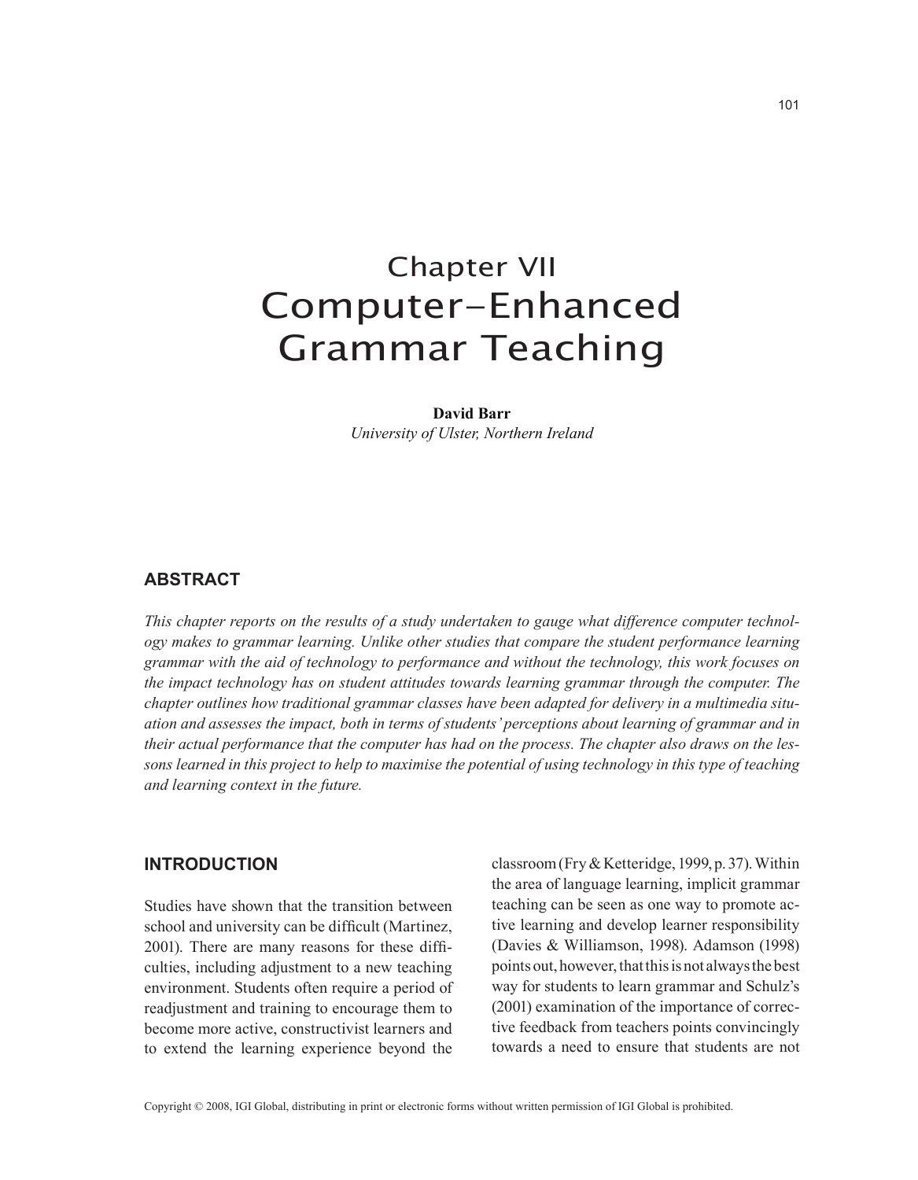# Chapter VII
# Computer-Enhanced Grammar Teaching

**David Barr**
*University of Ulster, Northern Ireland*

## ABSTRACT

*This chapter reports on the results of a study undertaken to gauge what difference computer technology makes to grammar learning. Unlike other studies that compare the student performance learning grammar with the aid of technology to performance and without the technology, this work focuses on the impact technology has on student attitudes towards learning grammar through the computer. The chapter outlines how traditional grammar classes have been adapted for delivery in a multimedia situation and assesses the impact, both in terms of students' perceptions about learning of grammar and in their actual performance that the computer has had on the process. The chapter also draws on the lessons learned in this project to help to maximise the potential of using technology in this type of teaching and learning context in the future.*

## INTRODUCTION

Studies have shown that the transition between school and university can be difficult (Martinez, 2001). There are many reasons for these difficulties, including adjustment to a new teaching environment. Students often require a period of readjustment and training to encourage them to become more active, constructivist learners and to extend the learning experience beyond the classroom (Fry & Ketteridge, 1999, p. 37). Within the area of language learning, implicit grammar teaching can be seen as one way to promote active learning and develop learner responsibility (Davies & Williamson, 1998). Adamson (1998) points out, however, that this is not always the best way for students to learn grammar and Schulz's (2001) examination of the importance of corrective feedback from teachers points convincingly towards a need to ensure that students are not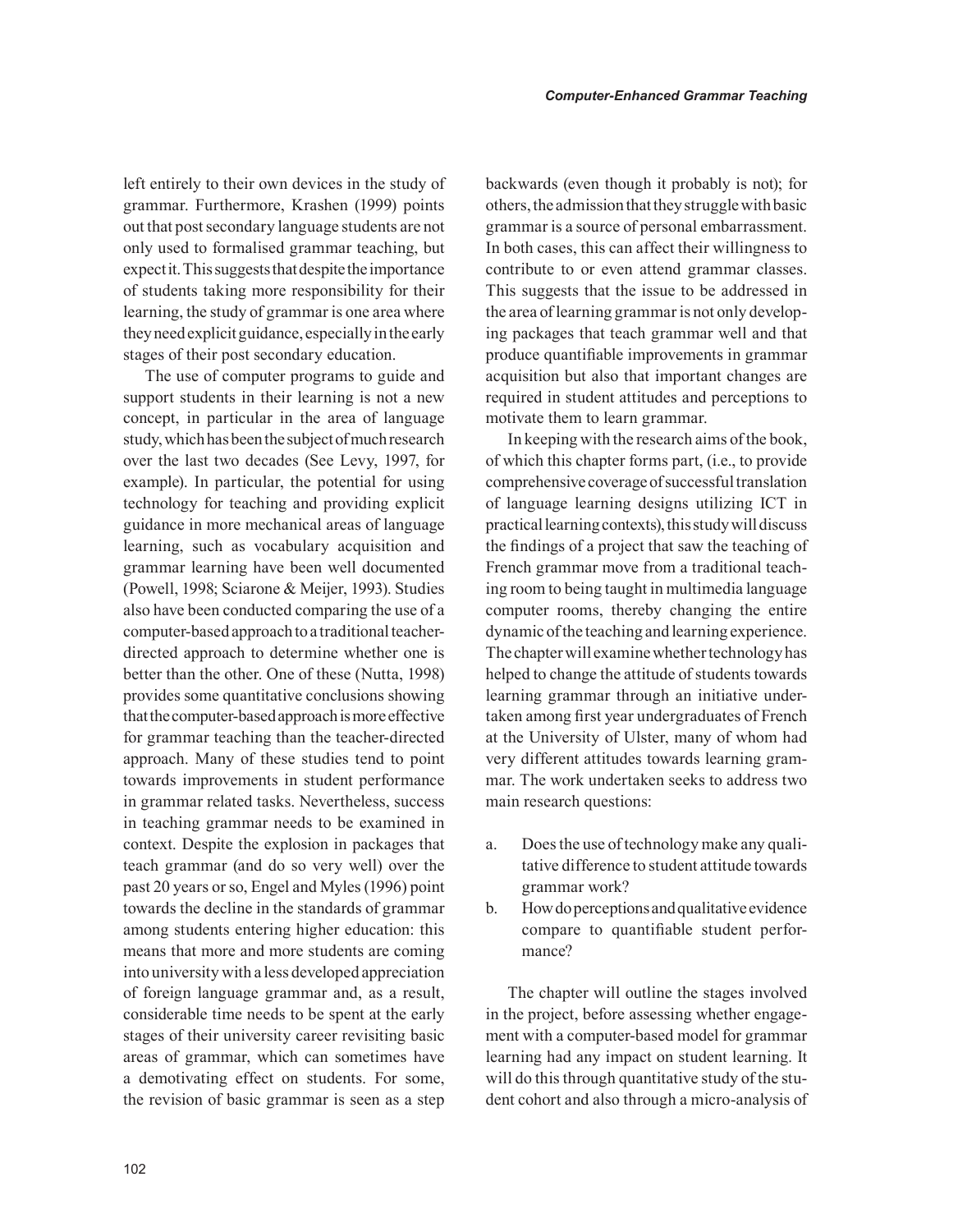left entirely to their own devices in the study of grammar. Furthermore, Krashen (1999) points out that post secondary language students are not only used to formalised grammar teaching, but expect it. This suggests that despite the importance of students taking more responsibility for their learning, the study of grammar is one area where they need explicit guidance, especially in the early stages of their post secondary education.

The use of computer programs to guide and support students in their learning is not a new concept, in particular in the area of language study, which has been the subject of much research over the last two decades (See Levy, 1997, for example). In particular, the potential for using technology for teaching and providing explicit guidance in more mechanical areas of language learning, such as vocabulary acquisition and grammar learning have been well documented (Powell, 1998; Sciarone & Meijer, 1993). Studies also have been conducted comparing the use of a computer-based approach to a traditional teacher-directed approach to determine whether one is better than the other. One of these (Nutta, 1998) provides some quantitative conclusions showing that the computer-based approach is more effective for grammar teaching than the teacher-directed approach. Many of these studies tend to point towards improvements in student performance in grammar related tasks. Nevertheless, success in teaching grammar needs to be examined in context. Despite the explosion in packages that teach grammar (and do so very well) over the past 20 years or so, Engel and Myles (1996) point towards the decline in the standards of grammar among students entering higher education: this means that more and more students are coming into university with a less developed appreciation of foreign language grammar and, as a result, considerable time needs to be spent at the early stages of their university career revisiting basic areas of grammar, which can sometimes have a demotivating effect on students. For some, the revision of basic grammar is seen as a step backwards (even though it probably is not); for others, the admission that they struggle with basic grammar is a source of personal embarrassment. In both cases, this can affect their willingness to contribute to or even attend grammar classes. This suggests that the issue to be addressed in the area of learning grammar is not only developing packages that teach grammar well and that produce quantifiable improvements in grammar acquisition but also that important changes are required in student attitudes and perceptions to motivate them to learn grammar.

In keeping with the research aims of the book, of which this chapter forms part, (i.e., to provide comprehensive coverage of successful translation of language learning designs utilizing ICT in practical learning contexts), this study will discuss the findings of a project that saw the teaching of French grammar move from a traditional teaching room to being taught in multimedia language computer rooms, thereby changing the entire dynamic of the teaching and learning experience. The chapter will examine whether technology has helped to change the attitude of students towards learning grammar through an initiative undertaken among first year undergraduates of French at the University of Ulster, many of whom had very different attitudes towards learning grammar. The work undertaken seeks to address two main research questions:

a. Does the use of technology make any qualitative difference to student attitude towards grammar work?
b. How do perceptions and qualitative evidence compare to quantifiable student performance?

The chapter will outline the stages involved in the project, before assessing whether engagement with a computer-based model for grammar learning had any impact on student learning. It will do this through quantitative study of the student cohort and also through a micro-analysis of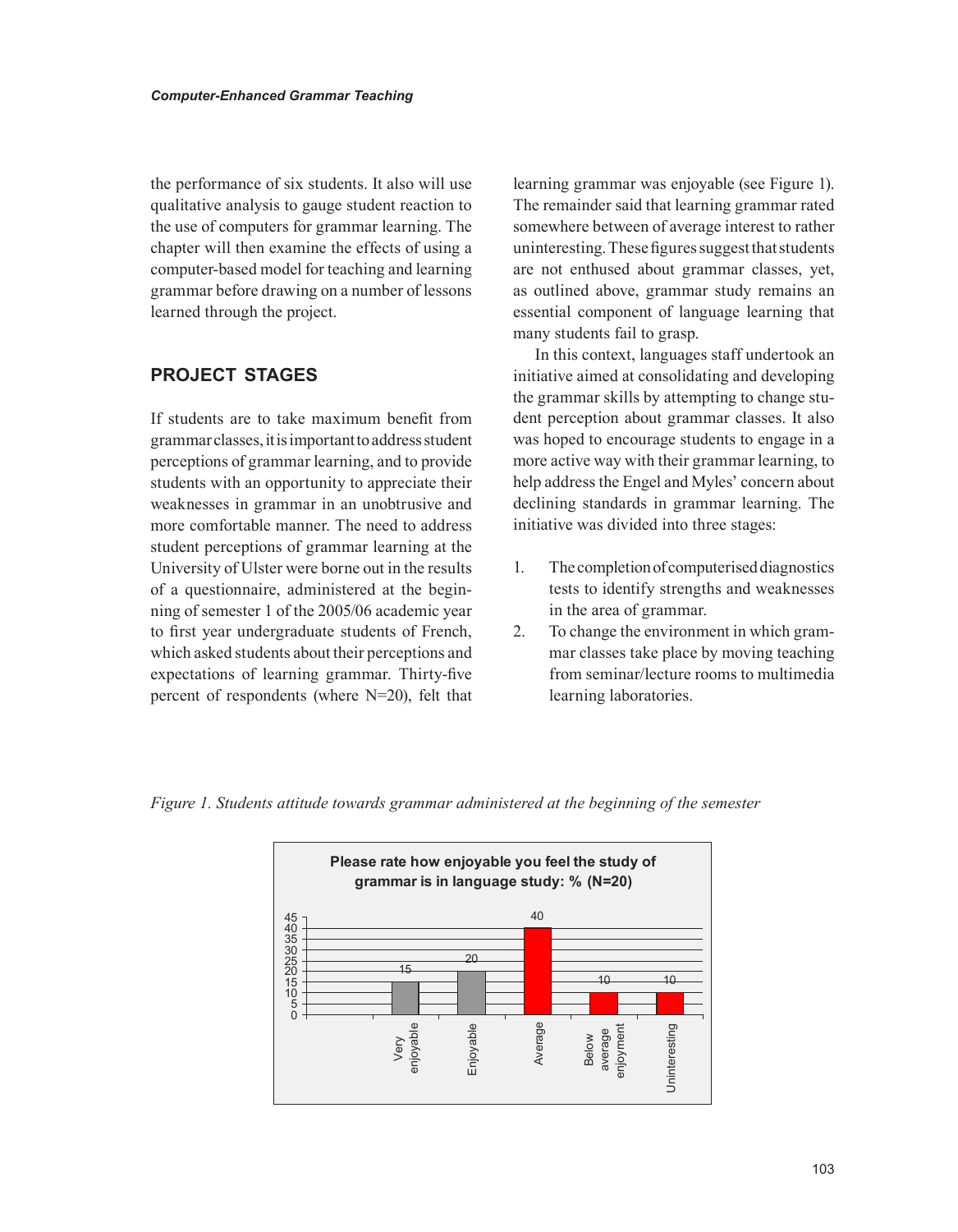the performance of six students. It also will use qualitative analysis to gauge student reaction to the use of computers for grammar learning. The chapter will then examine the effects of using a computer-based model for teaching and learning grammar before drawing on a number of lessons learned through the project.

## PROJECT STAGES

If students are to take maximum benefit from grammar classes, it is important to address student perceptions of grammar learning, and to provide students with an opportunity to appreciate their weaknesses in grammar in an unobtrusive and more comfortable manner. The need to address student perceptions of grammar learning at the University of Ulster were borne out in the results of a questionnaire, administered at the beginning of semester 1 of the 2005/06 academic year to first year undergraduate students of French, which asked students about their perceptions and expectations of learning grammar. Thirty-five percent of respondents (where N=20), felt that learning grammar was enjoyable (see Figure 1). The remainder said that learning grammar rated somewhere between of average interest to rather uninteresting. These figures suggest that students are not enthused about grammar classes, yet, as outlined above, grammar study remains an essential component of language learning that many students fail to grasp.

In this context, languages staff undertook an initiative aimed at consolidating and developing the grammar skills by attempting to change student perception about grammar classes. It also was hoped to encourage students to engage in a more active way with their grammar learning, to help address the Engel and Myles' concern about declining standards in grammar learning. The initiative was divided into three stages:

1. The completion of computerised diagnostics tests to identify strengths and weaknesses in the area of grammar.
2. To change the environment in which grammar classes take place by moving teaching from seminar/lecture rooms to multimedia learning laboratories.

*Figure 1. Students attitude towards grammar administered at the beginning of the semester*

**Please rate how enjoyable you feel the study of grammar is in language study: % (N=20)**

45
40
35
30
25
20
15
10
5
0

15
20
40
10
10

Very enjoyable
Enjoyable
Average
Below average enjoyment
Uninteresting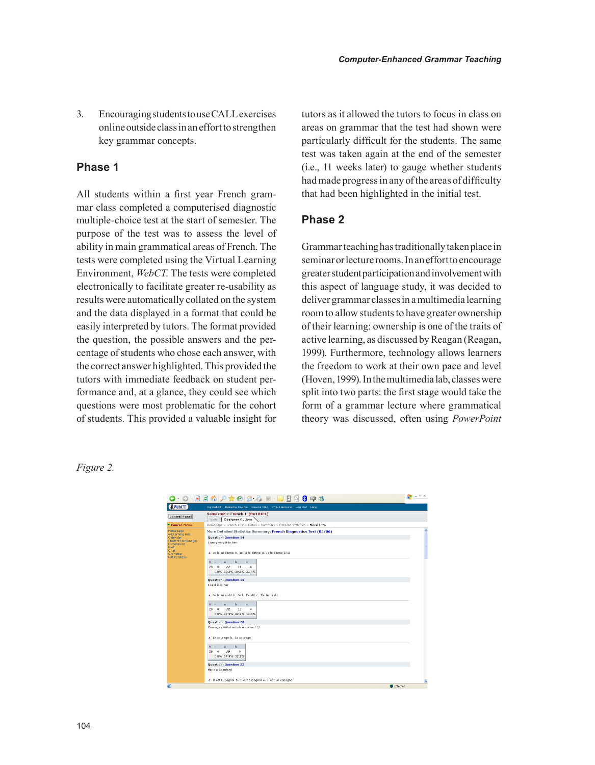3. Encouraging students to use CALL exercises online outside class in an effort to strengthen key grammar concepts.

## Phase 1

All students within a first year French grammar class completed a computerised diagnostic multiple-choice test at the start of semester. The purpose of the test was to assess the level of ability in main grammatical areas of French. The tests were completed using the Virtual Learning Environment, *WebCT.* The tests were completed electronically to facilitate greater re-usability as results were automatically collated on the system and the data displayed in a format that could be easily interpreted by tutors. The format provided the question, the possible answers and the percentage of students who chose each answer, with the correct answer highlighted. This provided the tutors with immediate feedback on student performance and, at a glance, they could see which questions were most problematic for the cohort of students. This provided a valuable insight for tutors as it allowed the tutors to focus in class on areas on grammar that the test had shown were particularly difficult for the students. The same test was taken again at the end of the semester (i.e., 11 weeks later) to gauge whether students had made progress in any of the areas of difficulty that had been highlighted in the initial test.

## Phase 2

Grammar teaching has traditionally taken place in seminar or lecture rooms. In an effort to encourage greater student participation and involvement with this aspect of language study, it was decided to deliver grammar classes in a multimedia learning room to allow students to have greater ownership of their learning: ownership is one of the traits of active learning, as discussed by Reagan (Reagan, 1999). Furthermore, technology allows learners the freedom to work at their own pace and level (Hoven, 1999). In the multimedia lab, classes were split into two parts: the first stage would take the form of a grammar lecture where grammatical theory was discussed, often using *PowerPoint*

*Figure 2.*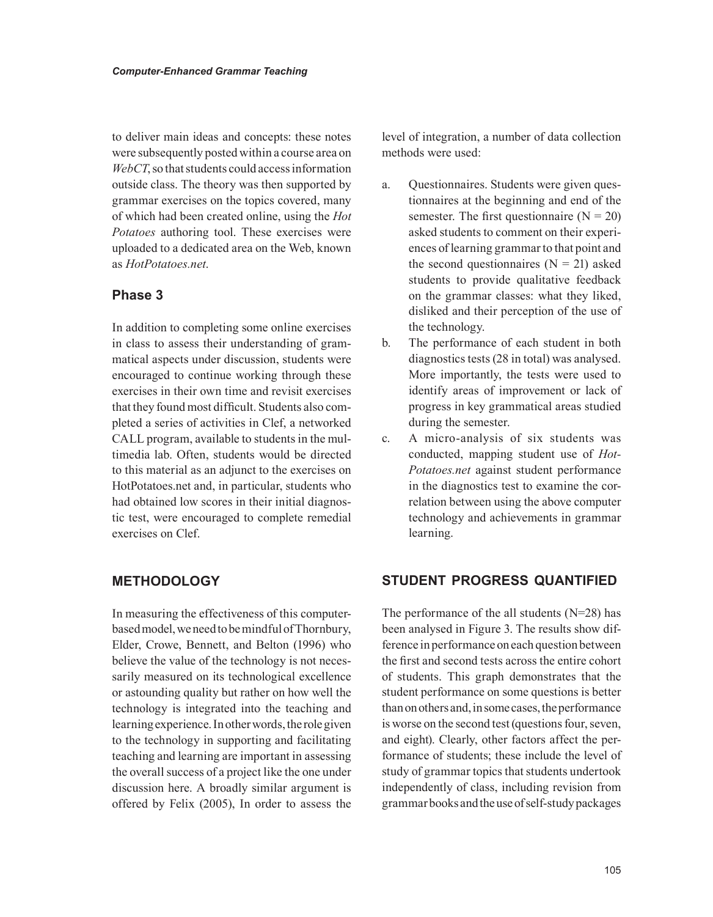to deliver main ideas and concepts: these notes were subsequently posted within a course area on *WebCT*, so that students could access information outside class. The theory was then supported by grammar exercises on the topics covered, many of which had been created online, using the *Hot Potatoes* authoring tool. These exercises were uploaded to a dedicated area on the Web, known as *HotPotatoes.net*.

### Phase 3

In addition to completing some online exercises in class to assess their understanding of grammatical aspects under discussion, students were encouraged to continue working through these exercises in their own time and revisit exercises that they found most difficult. Students also completed a series of activities in Clef, a networked CALL program, available to students in the multimedia lab. Often, students would be directed to this material as an adjunct to the exercises on HotPotatoes.net and, in particular, students who had obtained low scores in their initial diagnostic test, were encouraged to complete remedial exercises on Clef.

## METHODOLOGY

In measuring the effectiveness of this computer-based model, we need to be mindful of Thornbury, Elder, Crowe, Bennett, and Belton (1996) who believe the value of the technology is not necessarily measured on its technological excellence or astounding quality but rather on how well the technology is integrated into the teaching and learning experience. In other words, the role given to the technology in supporting and facilitating teaching and learning are important in assessing the overall success of a project like the one under discussion here. A broadly similar argument is offered by Felix (2005), In order to assess the level of integration, a number of data collection methods were used:

a. Questionnaires. Students were given questionnaires at the beginning and end of the semester. The first questionnaire ($N = 20$) asked students to comment on their experiences of learning grammar to that point and the second questionnaires ($N = 21$) asked students to provide qualitative feedback on the grammar classes: what they liked, disliked and their perception of the use of the technology.
b. The performance of each student in both diagnostics tests (28 in total) was analysed. More importantly, the tests were used to identify areas of improvement or lack of progress in key grammatical areas studied during the semester.
c. A micro-analysis of six students was conducted, mapping student use of *Hot-Potatoes.net* against student performance in the diagnostics test to examine the correlation between using the above computer technology and achievements in grammar learning.

## STUDENT PROGRESS QUANTIFIED

The performance of the all students ($N=28$) has been analysed in Figure 3. The results show difference in performance on each question between the first and second tests across the entire cohort of students. This graph demonstrates that the student performance on some questions is better than on others and, in some cases, the performance is worse on the second test (questions four, seven, and eight). Clearly, other factors affect the performance of students; these include the level of study of grammar topics that students undertook independently of class, including revision from grammar books and the use of self-study packages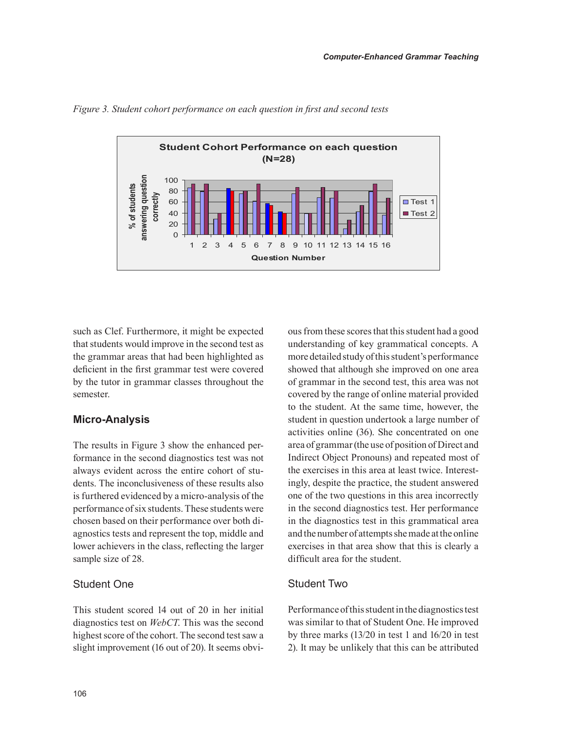*Figure 3. Student cohort performance on each question in first and second tests*

Student Cohort Performance on each question (N=28)

% of students answering question correctly

100
80
60
40
20
0

1 2 3 4 5 6 7 8 9 10 11 12 13 14 15 16

Question Number

Test 1
Test 2

such as Clef. Furthermore, it might be expected that students would improve in the second test as the grammar areas that had been highlighted as deficient in the first grammar test were covered by the tutor in grammar classes throughout the semester.

## Micro-Analysis

The results in Figure 3 show the enhanced performance in the second diagnostics test was not always evident across the entire cohort of students. The inconclusiveness of these results also is furthered evidenced by a micro-analysis of the performance of six students. These students were chosen based on their performance over both diagnostics tests and represent the top, middle and lower achievers in the class, reflecting the larger sample size of 28.

### Student One

This student scored 14 out of 20 in her initial diagnostics test on *WebCT*. This was the second highest score of the cohort. The second test saw a slight improvement (16 out of 20). It seems obvious from these scores that this student had a good understanding of key grammatical concepts. A more detailed study of this student's performance showed that although she improved on one area of grammar in the second test, this area was not covered by the range of online material provided to the student. At the same time, however, the student in question undertook a large number of activities online (36). She concentrated on one area of grammar (the use of position of Direct and Indirect Object Pronouns) and repeated most of the exercises in this area at least twice. Interestingly, despite the practice, the student answered one of the two questions in this area incorrectly in the second diagnostics test. Her performance in the diagnostics test in this grammatical area and the number of attempts she made at the online exercises in that area show that this is clearly a difficult area for the student.

### Student Two

Performance of this student in the diagnostics test was similar to that of Student One. He improved by three marks (13/20 in test 1 and 16/20 in test 2). It may be unlikely that this can be attributed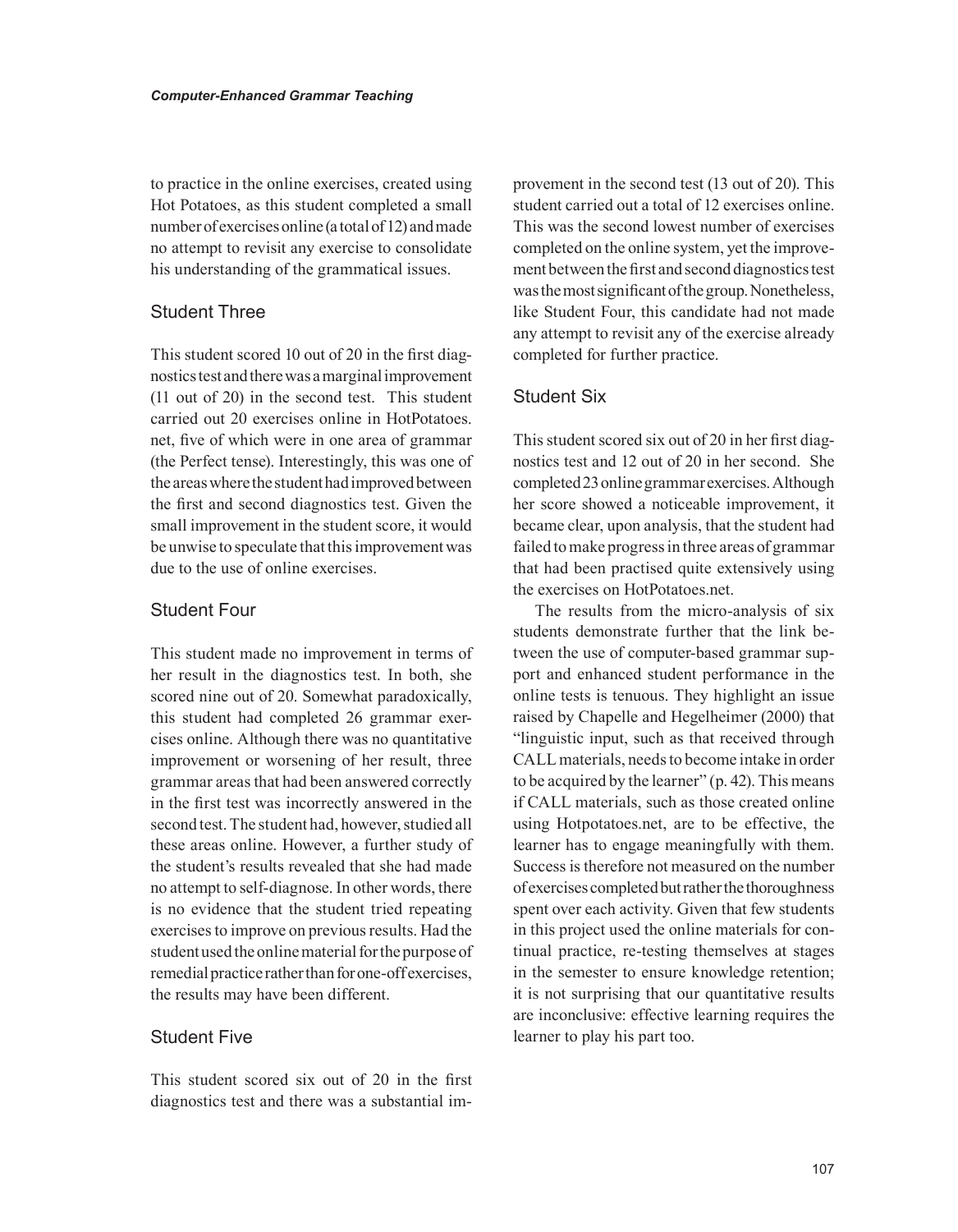to practice in the online exercises, created using Hot Potatoes, as this student completed a small number of exercises online (a total of 12) and made no attempt to revisit any exercise to consolidate his understanding of the grammatical issues.

## Student Three

This student scored 10 out of 20 in the first diagnostics test and there was a marginal improvement (11 out of 20) in the second test. This student carried out 20 exercises online in HotPotatoes.net, five of which were in one area of grammar (the Perfect tense). Interestingly, this was one of the areas where the student had improved between the first and second diagnostics test. Given the small improvement in the student score, it would be unwise to speculate that this improvement was due to the use of online exercises.

## Student Four

This student made no improvement in terms of her result in the diagnostics test. In both, she scored nine out of 20. Somewhat paradoxically, this student had completed 26 grammar exercises online. Although there was no quantitative improvement or worsening of her result, three grammar areas that had been answered correctly in the first test was incorrectly answered in the second test. The student had, however, studied all these areas online. However, a further study of the student's results revealed that she had made no attempt to self-diagnose. In other words, there is no evidence that the student tried repeating exercises to improve on previous results. Had the student used the online material for the purpose of remedial practice rather than for one-off exercises, the results may have been different.

## Student Five

This student scored six out of 20 in the first diagnostics test and there was a substantial improvement in the second test (13 out of 20). This student carried out a total of 12 exercises online. This was the second lowest number of exercises completed on the online system, yet the improvement between the first and second diagnostics test was the most significant of the group. Nonetheless, like Student Four, this candidate had not made any attempt to revisit any of the exercise already completed for further practice.

## Student Six

This student scored six out of 20 in her first diagnostics test and 12 out of 20 in her second. She completed 23 online grammar exercises. Although her score showed a noticeable improvement, it became clear, upon analysis, that the student had failed to make progress in three areas of grammar that had been practised quite extensively using the exercises on HotPotatoes.net.

The results from the micro-analysis of six students demonstrate further that the link between the use of computer-based grammar support and enhanced student performance in the online tests is tenuous. They highlight an issue raised by Chapelle and Hegelheimer (2000) that "linguistic input, such as that received through CALL materials, needs to become intake in order to be acquired by the learner" (p. 42). This means if CALL materials, such as those created online using Hotpotatoes.net, are to be effective, the learner has to engage meaningfully with them. Success is therefore not measured on the number of exercises completed but rather the thoroughness spent over each activity. Given that few students in this project used the online materials for continual practice, re-testing themselves at stages in the semester to ensure knowledge retention; it is not surprising that our quantitative results are inconclusive: effective learning requires the learner to play his part too.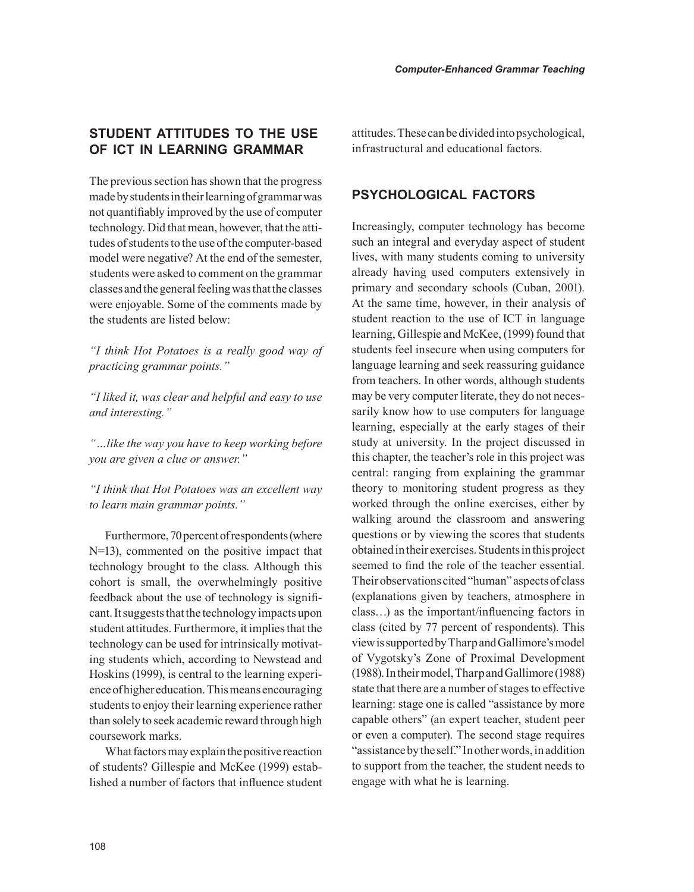## STUDENT ATTITUDES TO THE USE OF ICT IN LEARNING GRAMMAR

The previous section has shown that the progress made by students in their learning of grammar was not quantifiably improved by the use of computer technology. Did that mean, however, that the attitudes of students to the use of the computer-based model were negative? At the end of the semester, students were asked to comment on the grammar classes and the general feeling was that the classes were enjoyable. Some of the comments made by the students are listed below:

*"I think Hot Potatoes is a really good way of practicing grammar points."*

*"I liked it, was clear and helpful and easy to use and interesting."*

*"…like the way you have to keep working before you are given a clue or answer."*

*"I think that Hot Potatoes was an excellent way to learn main grammar points."*

Furthermore, 70 percent of respondents (where N=13), commented on the positive impact that technology brought to the class. Although this cohort is small, the overwhelmingly positive feedback about the use of technology is significant. It suggests that the technology impacts upon student attitudes. Furthermore, it implies that the technology can be used for intrinsically motivating students which, according to Newstead and Hoskins (1999), is central to the learning experience of higher education. This means encouraging students to enjoy their learning experience rather than solely to seek academic reward through high coursework marks.

What factors may explain the positive reaction of students? Gillespie and McKee (1999) established a number of factors that influence student attitudes. These can be divided into psychological, infrastructural and educational factors.

## PSYCHOLOGICAL FACTORS

Increasingly, computer technology has become such an integral and everyday aspect of student lives, with many students coming to university already having used computers extensively in primary and secondary schools (Cuban, 2001). At the same time, however, in their analysis of student reaction to the use of ICT in language learning, Gillespie and McKee, (1999) found that students feel insecure when using computers for language learning and seek reassuring guidance from teachers. In other words, although students may be very computer literate, they do not necessarily know how to use computers for language learning, especially at the early stages of their study at university. In the project discussed in this chapter, the teacher's role in this project was central: ranging from explaining the grammar theory to monitoring student progress as they worked through the online exercises, either by walking around the classroom and answering questions or by viewing the scores that students obtained in their exercises. Students in this project seemed to find the role of the teacher essential. Their observations cited "human" aspects of class (explanations given by teachers, atmosphere in class…) as the important/influencing factors in class (cited by 77 percent of respondents). This view is supported by Tharp and Gallimore's model of Vygotsky's Zone of Proximal Development (1988). In their model, Tharp and Gallimore (1988) state that there are a number of stages to effective learning: stage one is called "assistance by more capable others" (an expert teacher, student peer or even a computer). The second stage requires "assistance by the self." In other words, in addition to support from the teacher, the student needs to engage with what he is learning.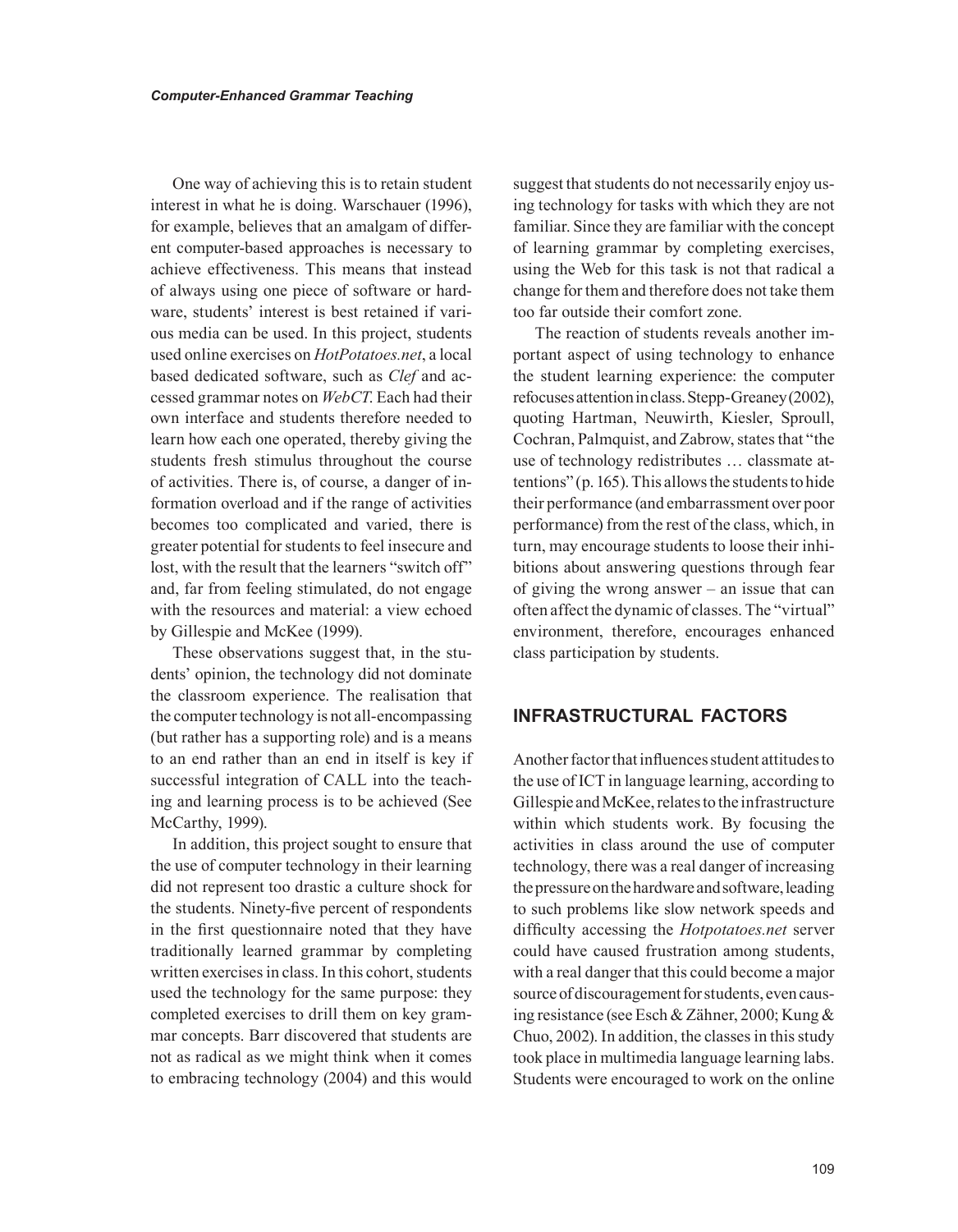One way of achieving this is to retain student interest in what he is doing. Warschauer (1996), for example, believes that an amalgam of different computer-based approaches is necessary to achieve effectiveness. This means that instead of always using one piece of software or hardware, students' interest is best retained if various media can be used. In this project, students used online exercises on *HotPotatoes.net*, a local based dedicated software, such as *Clef* and accessed grammar notes on *WebCT*. Each had their own interface and students therefore needed to learn how each one operated, thereby giving the students fresh stimulus throughout the course of activities. There is, of course, a danger of information overload and if the range of activities becomes too complicated and varied, there is greater potential for students to feel insecure and lost, with the result that the learners "switch off" and, far from feeling stimulated, do not engage with the resources and material: a view echoed by Gillespie and McKee (1999).

These observations suggest that, in the students' opinion, the technology did not dominate the classroom experience. The realisation that the computer technology is not all-encompassing (but rather has a supporting role) and is a means to an end rather than an end in itself is key if successful integration of CALL into the teaching and learning process is to be achieved (See McCarthy, 1999).

In addition, this project sought to ensure that the use of computer technology in their learning did not represent too drastic a culture shock for the students. Ninety-five percent of respondents in the first questionnaire noted that they have traditionally learned grammar by completing written exercises in class. In this cohort, students used the technology for the same purpose: they completed exercises to drill them on key grammar concepts. Barr discovered that students are not as radical as we might think when it comes to embracing technology (2004) and this would suggest that students do not necessarily enjoy using technology for tasks with which they are not familiar. Since they are familiar with the concept of learning grammar by completing exercises, using the Web for this task is not that radical a change for them and therefore does not take them too far outside their comfort zone.

The reaction of students reveals another important aspect of using technology to enhance the student learning experience: the computer refocuses attention in class. Stepp-Greaney (2002), quoting Hartman, Neuwirth, Kiesler, Sproull, Cochran, Palmquist, and Zabrow, states that "the use of technology redistributes … classmate attentions" (p. 165). This allows the students to hide their performance (and embarrassment over poor performance) from the rest of the class, which, in turn, may encourage students to loose their inhibitions about answering questions through fear of giving the wrong answer – an issue that can often affect the dynamic of classes. The "virtual" environment, therefore, encourages enhanced class participation by students.

## INFRASTRUCTURAL FACTORS

Another factor that influences student attitudes to the use of ICT in language learning, according to Gillespie and McKee, relates to the infrastructure within which students work. By focusing the activities in class around the use of computer technology, there was a real danger of increasing the pressure on the hardware and software, leading to such problems like slow network speeds and difficulty accessing the *Hotpotatoes.net* server could have caused frustration among students, with a real danger that this could become a major source of discouragement for students, even causing resistance (see Esch & Zähner, 2000; Kung & Chuo, 2002). In addition, the classes in this study took place in multimedia language learning labs. Students were encouraged to work on the online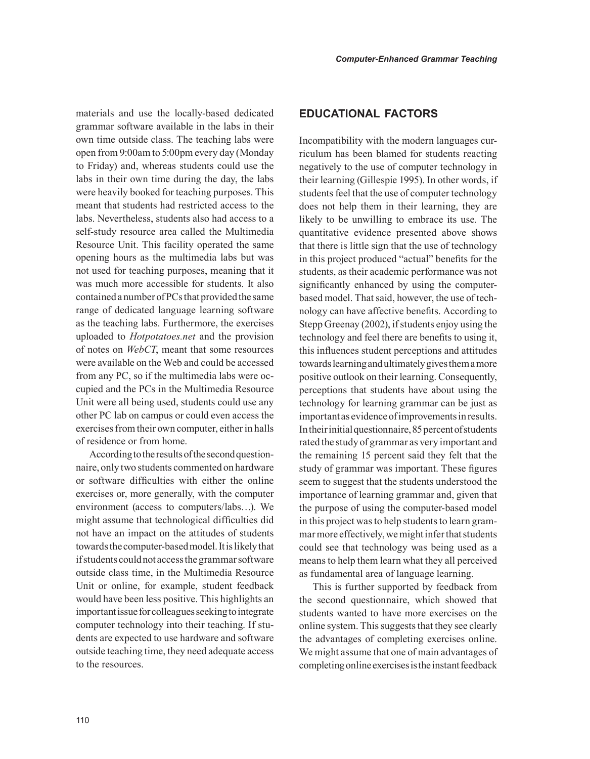materials and use the locally-based dedicated grammar software available in the labs in their own time outside class. The teaching labs were open from 9:00am to 5:00pm every day (Monday to Friday) and, whereas students could use the labs in their own time during the day, the labs were heavily booked for teaching purposes. This meant that students had restricted access to the labs. Nevertheless, students also had access to a self-study resource area called the Multimedia Resource Unit. This facility operated the same opening hours as the multimedia labs but was not used for teaching purposes, meaning that it was much more accessible for students. It also contained a number of PCs that provided the same range of dedicated language learning software as the teaching labs. Furthermore, the exercises uploaded to *Hotpotatoes.net* and the provision of notes on *WebCT*, meant that some resources were available on the Web and could be accessed from any PC, so if the multimedia labs were occupied and the PCs in the Multimedia Resource Unit were all being used, students could use any other PC lab on campus or could even access the exercises from their own computer, either in halls of residence or from home.

According to the results of the second questionnaire, only two students commented on hardware or software difficulties with either the online exercises or, more generally, with the computer environment (access to computers/labs…). We might assume that technological difficulties did not have an impact on the attitudes of students towards the computer-based model. It is likely that if students could not access the grammar software outside class time, in the Multimedia Resource Unit or online, for example, student feedback would have been less positive. This highlights an important issue for colleagues seeking to integrate computer technology into their teaching. If students are expected to use hardware and software outside teaching time, they need adequate access to the resources.

## EDUCATIONAL FACTORS

Incompatibility with the modern languages curriculum has been blamed for students reacting negatively to the use of computer technology in their learning (Gillespie 1995). In other words, if students feel that the use of computer technology does not help them in their learning, they are likely to be unwilling to embrace its use. The quantitative evidence presented above shows that there is little sign that the use of technology in this project produced "actual" benefits for the students, as their academic performance was not significantly enhanced by using the computer-based model. That said, however, the use of technology can have affective benefits. According to Stepp Greenay (2002), if students enjoy using the technology and feel there are benefits to using it, this influences student perceptions and attitudes towards learning and ultimately gives them a more positive outlook on their learning. Consequently, perceptions that students have about using the technology for learning grammar can be just as important as evidence of improvements in results. In their initial questionnaire, 85 percent of students rated the study of grammar as very important and the remaining 15 percent said they felt that the study of grammar was important. These figures seem to suggest that the students understood the importance of learning grammar and, given that the purpose of using the computer-based model in this project was to help students to learn grammar more effectively, we might infer that students could see that technology was being used as a means to help them learn what they all perceived as fundamental area of language learning.

This is further supported by feedback from the second questionnaire, which showed that students wanted to have more exercises on the online system. This suggests that they see clearly the advantages of completing exercises online. We might assume that one of main advantages of completing online exercises is the instant feedback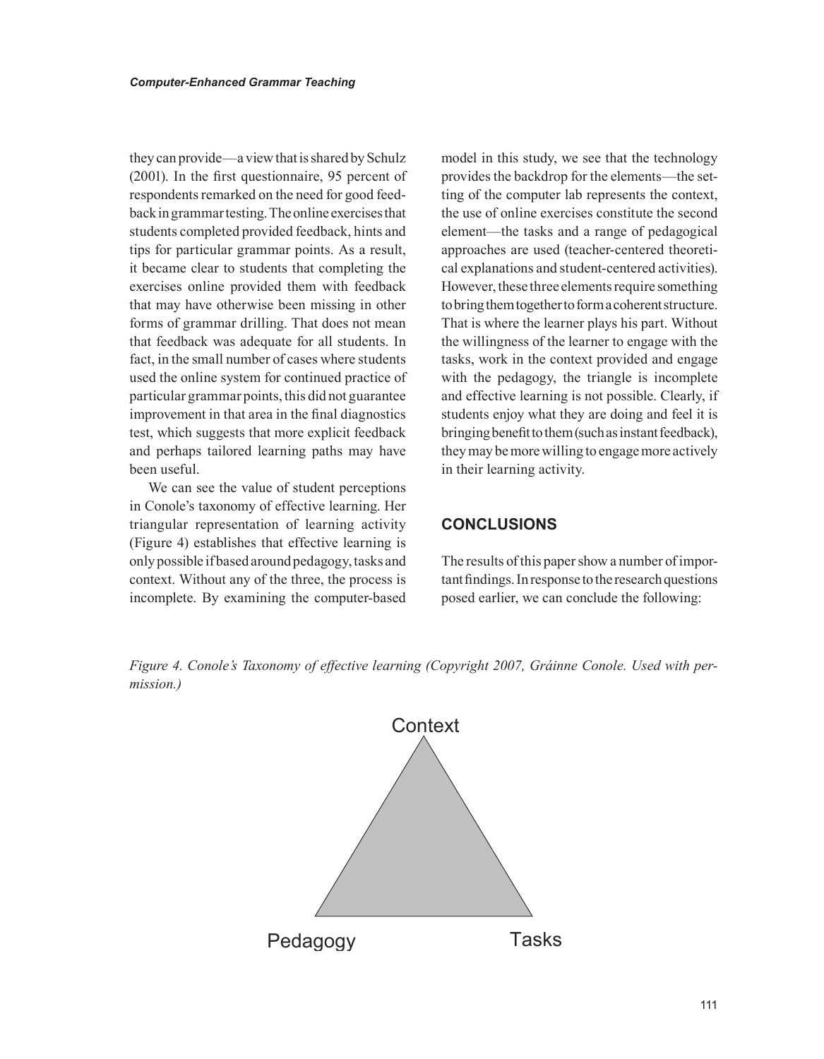they can provide—a view that is shared by Schulz (2001). In the first questionnaire, 95 percent of respondents remarked on the need for good feedback in grammar testing. The online exercises that students completed provided feedback, hints and tips for particular grammar points. As a result, it became clear to students that completing the exercises online provided them with feedback that may have otherwise been missing in other forms of grammar drilling. That does not mean that feedback was adequate for all students. In fact, in the small number of cases where students used the online system for continued practice of particular grammar points, this did not guarantee improvement in that area in the final diagnostics test, which suggests that more explicit feedback and perhaps tailored learning paths may have been useful.

We can see the value of student perceptions in Conole's taxonomy of effective learning. Her triangular representation of learning activity (Figure 4) establishes that effective learning is only possible if based around pedagogy, tasks and context. Without any of the three, the process is incomplete. By examining the computer-based model in this study, we see that the technology provides the backdrop for the elements—the setting of the computer lab represents the context, the use of online exercises constitute the second element—the tasks and a range of pedagogical approaches are used (teacher-centered theoretical explanations and student-centered activities). However, these three elements require something to bring them together to form a coherent structure. That is where the learner plays his part. Without the willingness of the learner to engage with the tasks, work in the context provided and engage with the pedagogy, the triangle is incomplete and effective learning is not possible. Clearly, if students enjoy what they are doing and feel it is bringing benefit to them (such as instant feedback), they may be more willing to engage more actively in their learning activity.

## CONCLUSIONS

The results of this paper show a number of important findings. In response to the research questions posed earlier, we can conclude the following:

*Figure 4. Conole's Taxonomy of effective learning (Copyright 2007, Gráinne Conole. Used with permission.)*

Context

Pedagogy

Tasks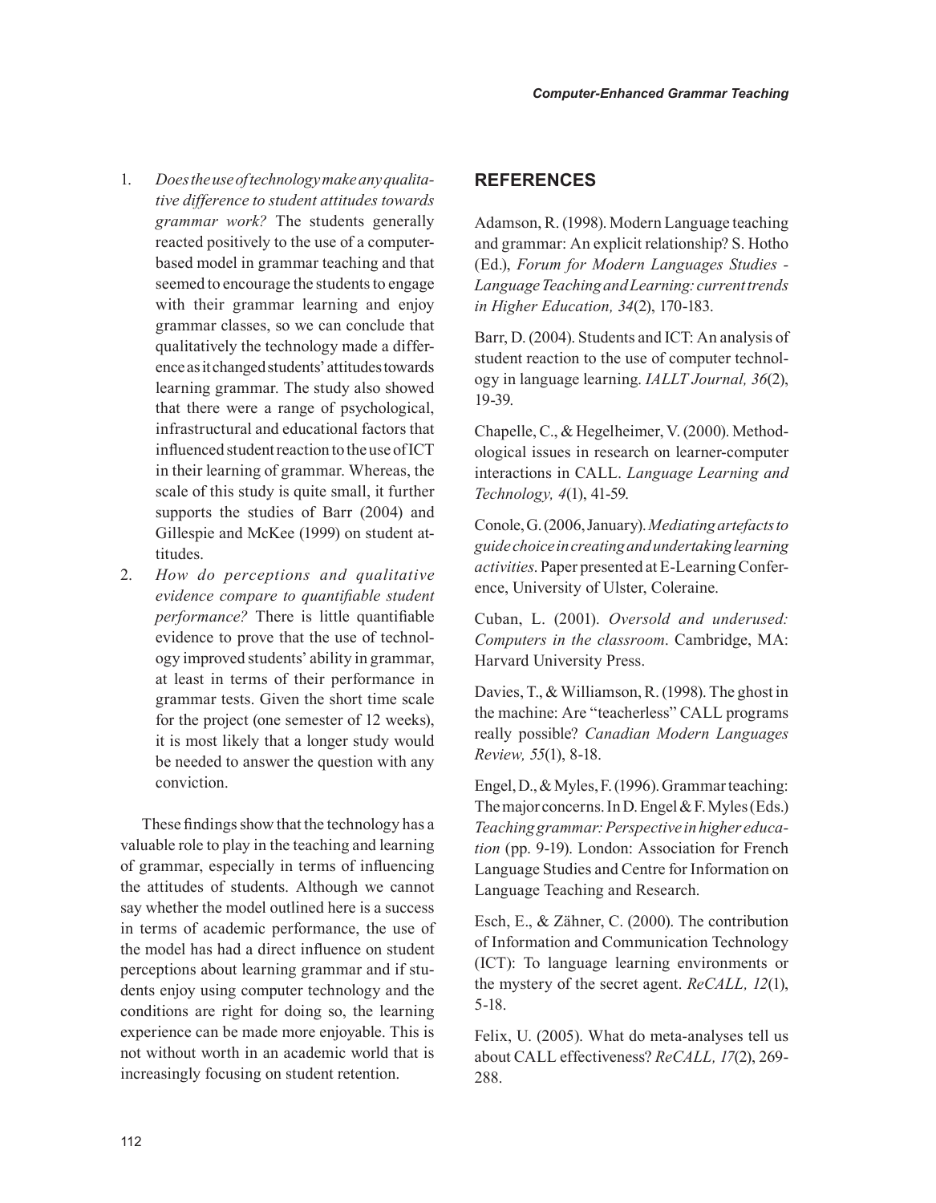1. *Does the use of technology make any qualitative difference to student attitudes towards grammar work?* The students generally reacted positively to the use of a computer-based model in grammar teaching and that seemed to encourage the students to engage with their grammar learning and enjoy grammar classes, so we can conclude that qualitatively the technology made a difference as it changed students' attitudes towards learning grammar. The study also showed that there were a range of psychological, infrastructural and educational factors that influenced student reaction to the use of ICT in their learning of grammar. Whereas, the scale of this study is quite small, it further supports the studies of Barr (2004) and Gillespie and McKee (1999) on student attitudes.
2. *How do perceptions and qualitative evidence compare to quantifiable student performance?* There is little quantifiable evidence to prove that the use of technology improved students' ability in grammar, at least in terms of their performance in grammar tests. Given the short time scale for the project (one semester of 12 weeks), it is most likely that a longer study would be needed to answer the question with any conviction.

These findings show that the technology has a valuable role to play in the teaching and learning of grammar, especially in terms of influencing the attitudes of students. Although we cannot say whether the model outlined here is a success in terms of academic performance, the use of the model has had a direct influence on student perceptions about learning grammar and if students enjoy using computer technology and the conditions are right for doing so, the learning experience can be made more enjoyable. This is not without worth in an academic world that is increasingly focusing on student retention.

## REFERENCES

Adamson, R. (1998). Modern Language teaching and grammar: An explicit relationship? S. Hotho (Ed.), *Forum for Modern Languages Studies - Language Teaching and Learning: current trends in Higher Education, 34*(2), 170-183.

Barr, D. (2004). Students and ICT: An analysis of student reaction to the use of computer technology in language learning. *IALLT Journal, 36*(2), 19-39.

Chapelle, C., & Hegelheimer, V. (2000). Methodological issues in research on learner-computer interactions in CALL. *Language Learning and Technology, 4*(1), 41-59.

Conole, G. (2006, January). *Mediating artefacts to guide choice in creating and undertaking learning activities*. Paper presented at E-Learning Conference, University of Ulster, Coleraine.

Cuban, L. (2001). *Oversold and underused: Computers in the classroom*. Cambridge, MA: Harvard University Press.

Davies, T., & Williamson, R. (1998). The ghost in the machine: Are "teacherless" CALL programs really possible? *Canadian Modern Languages Review, 55*(1), 8-18.

Engel, D., & Myles, F. (1996). Grammar teaching: The major concerns. In D. Engel & F. Myles (Eds.) *Teaching grammar: Perspective in higher education* (pp. 9-19). London: Association for French Language Studies and Centre for Information on Language Teaching and Research.

Esch, E., & Zähner, C. (2000). The contribution of Information and Communication Technology (ICT): To language learning environments or the mystery of the secret agent. *ReCALL, 12*(1), 5-18.

Felix, U. (2005). What do meta-analyses tell us about CALL effectiveness? *ReCALL, 17*(2), 269-288.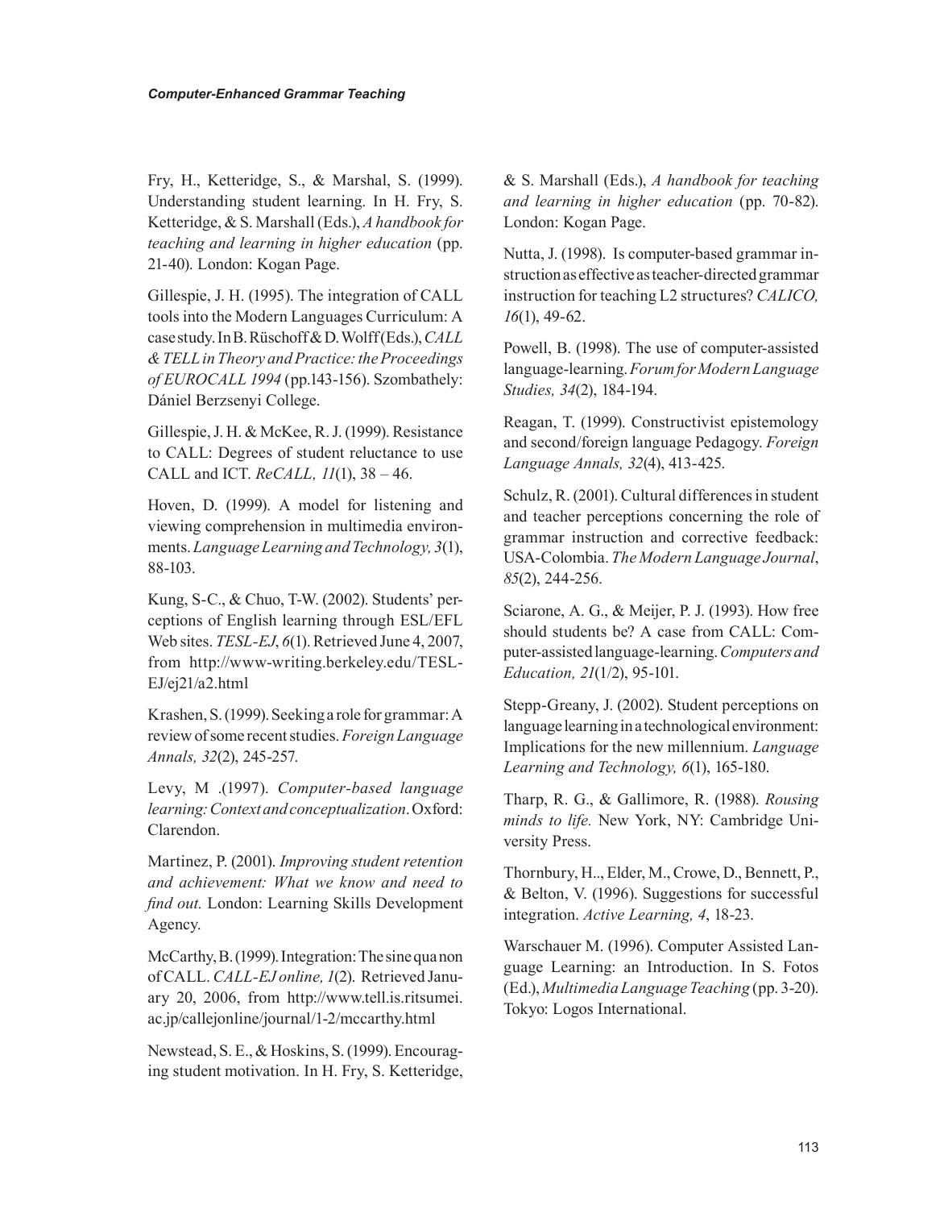Fry, H., Ketteridge, S., & Marshal, S. (1999). Understanding student learning. In H. Fry, S. Ketteridge, & S. Marshall (Eds.), *A handbook for teaching and learning in higher education* (pp. 21-40). London: Kogan Page.

Gillespie, J. H. (1995). The integration of CALL tools into the Modern Languages Curriculum: A case study. In B. Rüschoff & D. Wolff (Eds.), *CALL & TELL in Theory and Practice: the Proceedings of EUROCALL 1994* (pp.143-156). Szombathely: Dániel Berzsenyi College.

Gillespie, J. H. & McKee, R. J. (1999). Resistance to CALL: Degrees of student reluctance to use CALL and ICT. *ReCALL, 11*(1), 38 – 46.

Hoven, D. (1999). A model for listening and viewing comprehension in multimedia environments. *Language Learning and Technology, 3*(1), 88-103.

Kung, S-C., & Chuo, T-W. (2002). Students' perceptions of English learning through ESL/EFL Web sites. *TESL-EJ*, *6*(1). Retrieved June 4, 2007, from http://www-writing.berkeley.edu/TESL-EJ/ej21/a2.html

Krashen, S. (1999). Seeking a role for grammar: A review of some recent studies. *Foreign Language Annals, 32*(2), 245-257.

Levy, M .(1997). *Computer-based language learning: Context and conceptualization*. Oxford: Clarendon.

Martinez, P. (2001). *Improving student retention and achievement: What we know and need to find out.* London: Learning Skills Development Agency.

McCarthy, B. (1999). Integration: The sine qua non of CALL. *CALL-EJ online, 1*(2). Retrieved January 20, 2006, from http://www.tell.is.ritsumei.ac.jp/callejonline/journal/1-2/mccarthy.html

Newstead, S. E., & Hoskins, S. (1999). Encouraging student motivation. In H. Fry, S. Ketteridge, & S. Marshall (Eds.), *A handbook for teaching and learning in higher education* (pp. 70-82). London: Kogan Page.

Nutta, J. (1998). Is computer-based grammar instruction as effective as teacher-directed grammar instruction for teaching L2 structures? *CALICO, 16*(1), 49-62.

Powell, B. (1998). The use of computer-assisted language-learning. *Forum for Modern Language Studies, 34*(2), 184-194.

Reagan, T. (1999). Constructivist epistemology and second/foreign language Pedagogy. *Foreign Language Annals, 32*(4), 413-425.

Schulz, R. (2001). Cultural differences in student and teacher perceptions concerning the role of grammar instruction and corrective feedback: USA-Colombia. *The Modern Language Journal*, *85*(2), 244-256.

Sciarone, A. G., & Meijer, P. J. (1993). How free should students be? A case from CALL: Computer-assisted language-learning. *Computers and Education, 21*(1/2), 95-101.

Stepp-Greany, J. (2002). Student perceptions on language learning in a technological environment: Implications for the new millennium. *Language Learning and Technology, 6*(1), 165-180.

Tharp, R. G., & Gallimore, R. (1988). *Rousing minds to life.* New York, NY: Cambridge University Press.

Thornbury, H.., Elder, M., Crowe, D., Bennett, P., & Belton, V. (1996). Suggestions for successful integration. *Active Learning, 4*, 18-23.

Warschauer M. (1996). Computer Assisted Language Learning: an Introduction. In S. Fotos (Ed.), *Multimedia Language Teaching* (pp. 3-20). Tokyo: Logos International.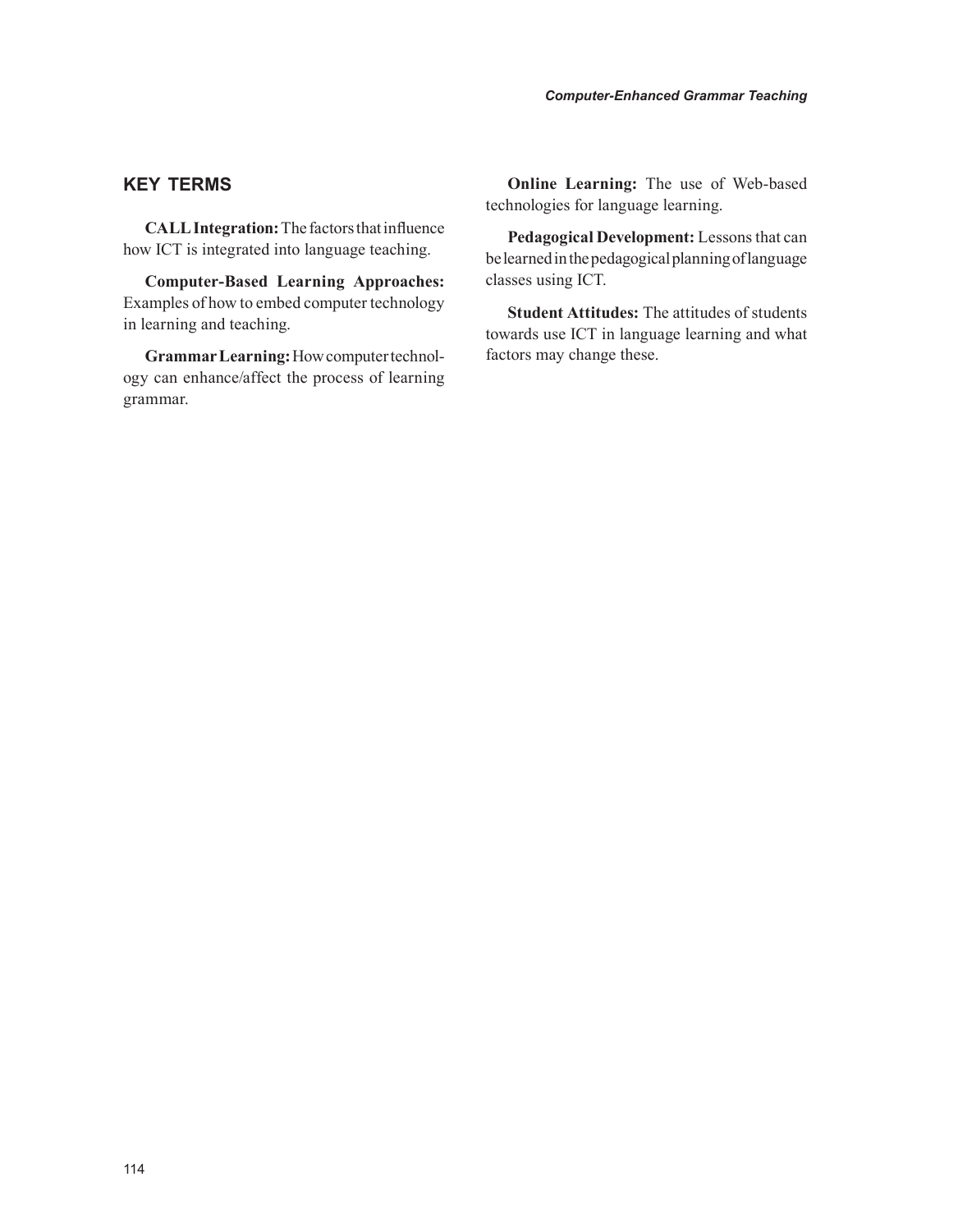## KEY TERMS

**CALL Integration:** The factors that influence how ICT is integrated into language teaching.

**Computer-Based Learning Approaches:** Examples of how to embed computer technology in learning and teaching.

**Grammar Learning:** How computer technology can enhance/affect the process of learning grammar.

**Online Learning:** The use of Web-based technologies for language learning.

**Pedagogical Development:** Lessons that can be learned in the pedagogical planning of language classes using ICT.

**Student Attitudes:** The attitudes of students towards use ICT in language learning and what factors may change these.